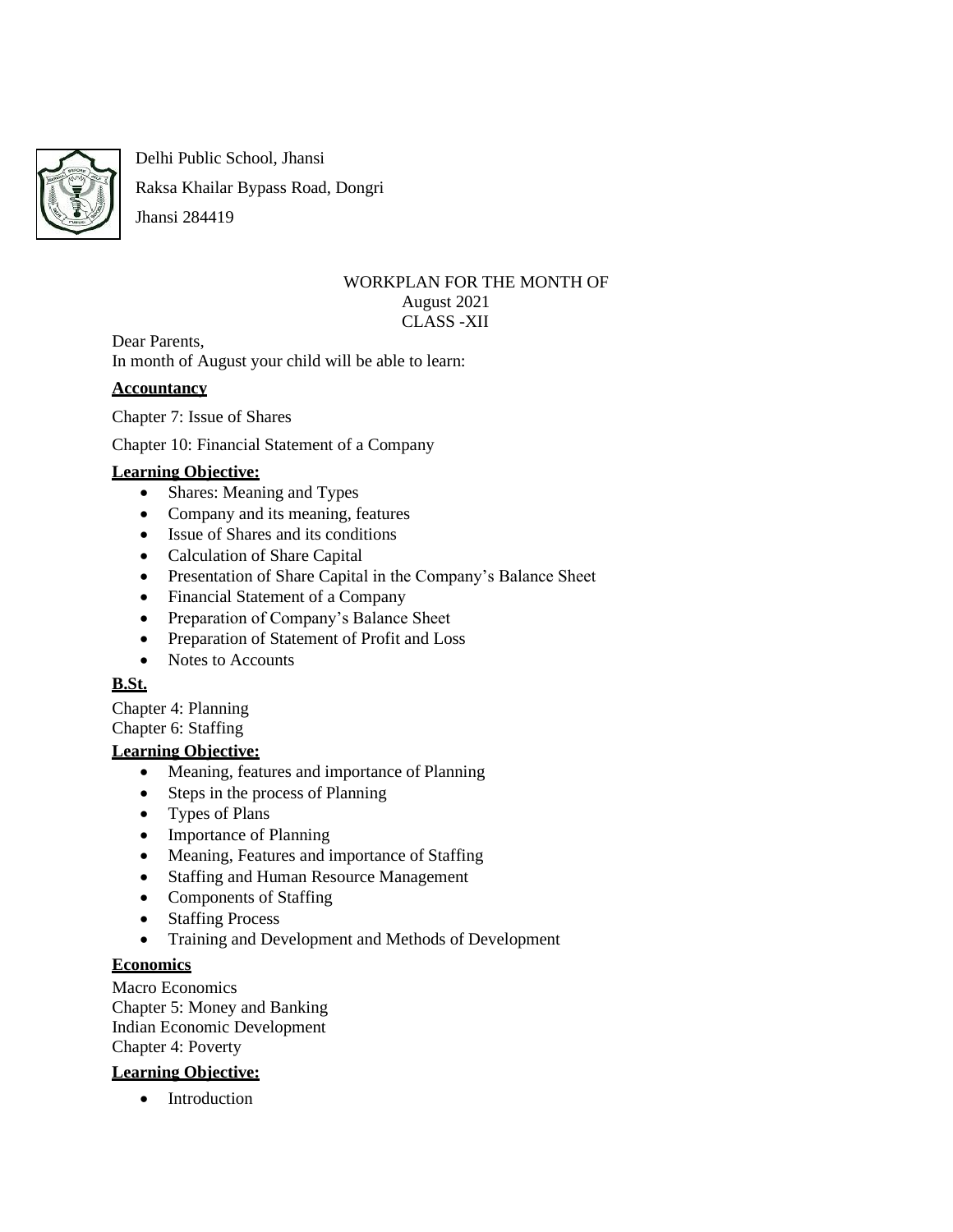Delhi Public School, Jhansi

Raksa Khailar Bypass Road, Dongri

Jhansi 284419

WORKPLAN FOR THE MONTH OF
August 2021
CLASS -XII

Dear Parents,
In month of August your child will be able to learn:

**Accountancy**

Chapter 7: Issue of Shares

Chapter 10: Financial Statement of a Company

**Learning Objective:**

- Shares: Meaning and Types
- Company and its meaning, features
- Issue of Shares and its conditions
- Calculation of Share Capital
- Presentation of Share Capital in the Company's Balance Sheet
- Financial Statement of a Company
- Preparation of Company's Balance Sheet
- Preparation of Statement of Profit and Loss
- Notes to Accounts

**B.St.**

Chapter 4: Planning
Chapter 6: Staffing

**Learning Objective:**

- Meaning, features and importance of Planning
- Steps in the process of Planning
- Types of Plans
- Importance of Planning
- Meaning, Features and importance of Staffing
- Staffing and Human Resource Management
- Components of Staffing
- Staffing Process
- Training and Development and Methods of Development

**Economics**

Macro Economics
Chapter 5: Money and Banking
Indian Economic Development
Chapter 4: Poverty

**Learning Objective:**

- Introduction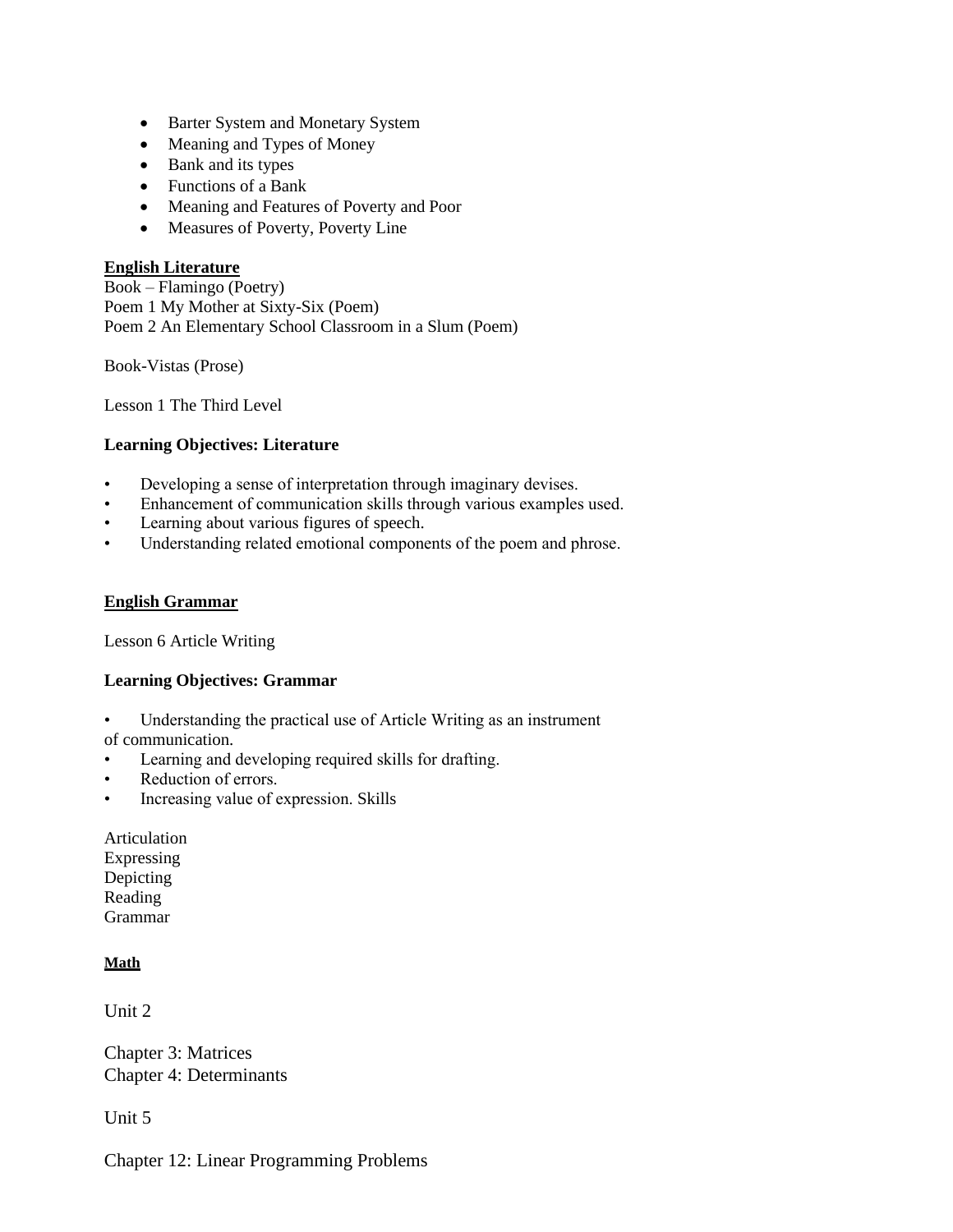- Barter System and Monetary System
- Meaning and Types of Money
- Bank and its types
- Functions of a Bank
- Meaning and Features of Poverty and Poor
- Measures of Poverty, Poverty Line

**English Literature**

Book – Flamingo (Poetry)
Poem 1 My Mother at Sixty-Six (Poem)
Poem 2 An Elementary School Classroom in a Slum (Poem)

Book-Vistas (Prose)

Lesson 1 The Third Level

**Learning Objectives: Literature**

- Developing a sense of interpretation through imaginary devises.
- Enhancement of communication skills through various examples used.
- Learning about various figures of speech.
- Understanding related emotional components of the poem and phrose.

**English Grammar**

Lesson 6 Article Writing

**Learning Objectives: Grammar**

- Understanding the practical use of Article Writing as an instrument of communication.
- Learning and developing required skills for drafting.
- Reduction of errors.
- Increasing value of expression. Skills

Articulation
Expressing
Depicting
Reading
Grammar

**Math**

Unit 2

Chapter 3: Matrices
Chapter 4: Determinants

Unit 5

Chapter 12: Linear Programming Problems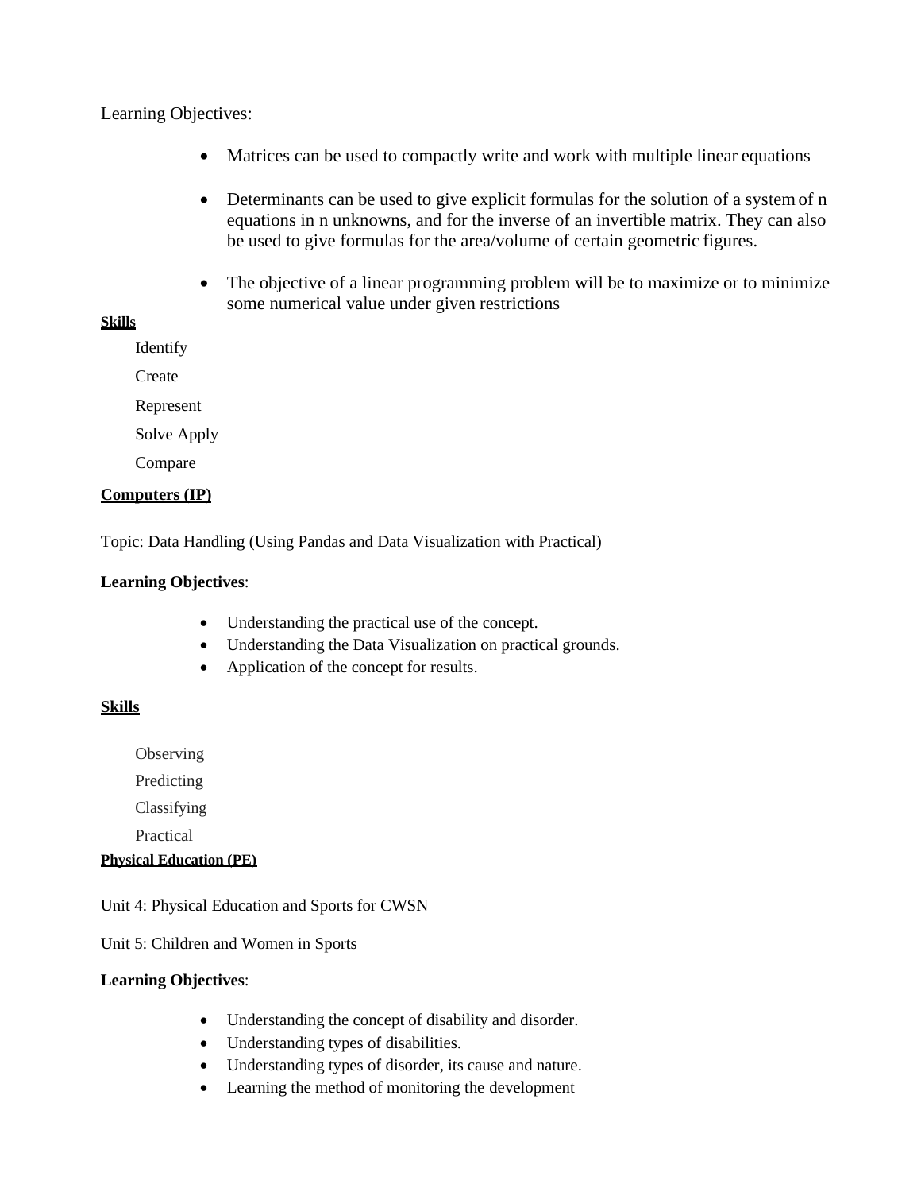Learning Objectives:

- Matrices can be used to compactly write and work with multiple linear equations

- Determinants can be used to give explicit formulas for the solution of a system of n equations in n unknowns, and for the inverse of an invertible matrix. They can also be used to give formulas for the area/volume of certain geometric figures.

- The objective of a linear programming problem will be to maximize or to minimize some numerical value under given restrictions

**Skills**

Identify

Create

Represent

Solve Apply

Compare

**Computers (IP)**

Topic: Data Handling (Using Pandas and Data Visualization with Practical)

**Learning Objectives**:

- Understanding the practical use of the concept.
- Understanding the Data Visualization on practical grounds.
- Application of the concept for results.

**Skills**

Observing

Predicting

Classifying

Practical

**Physical Education (PE)**

Unit 4: Physical Education and Sports for CWSN

Unit 5: Children and Women in Sports

**Learning Objectives**:

- Understanding the concept of disability and disorder.
- Understanding types of disabilities.
- Understanding types of disorder, its cause and nature.
- Learning the method of monitoring the development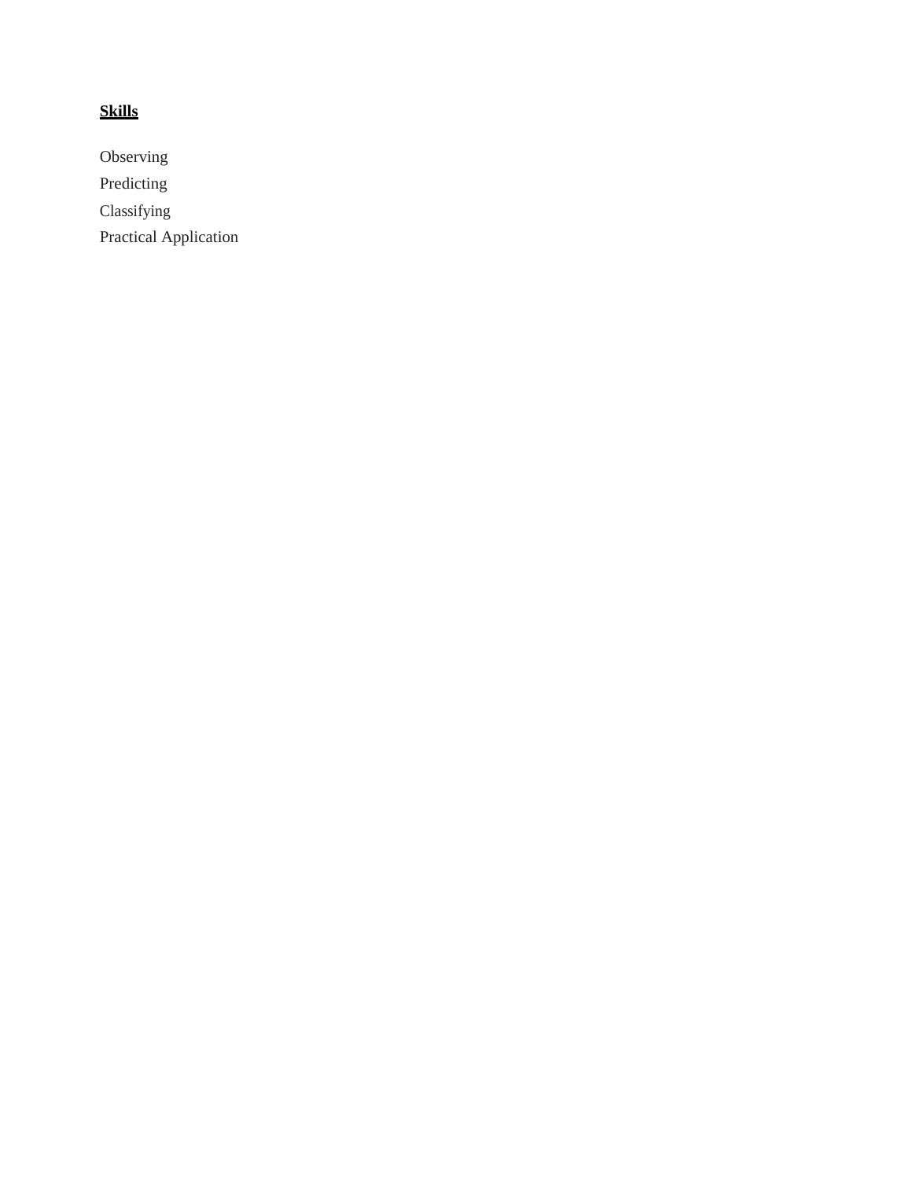**Skills**

Observing
Predicting
Classifying
Practical Application